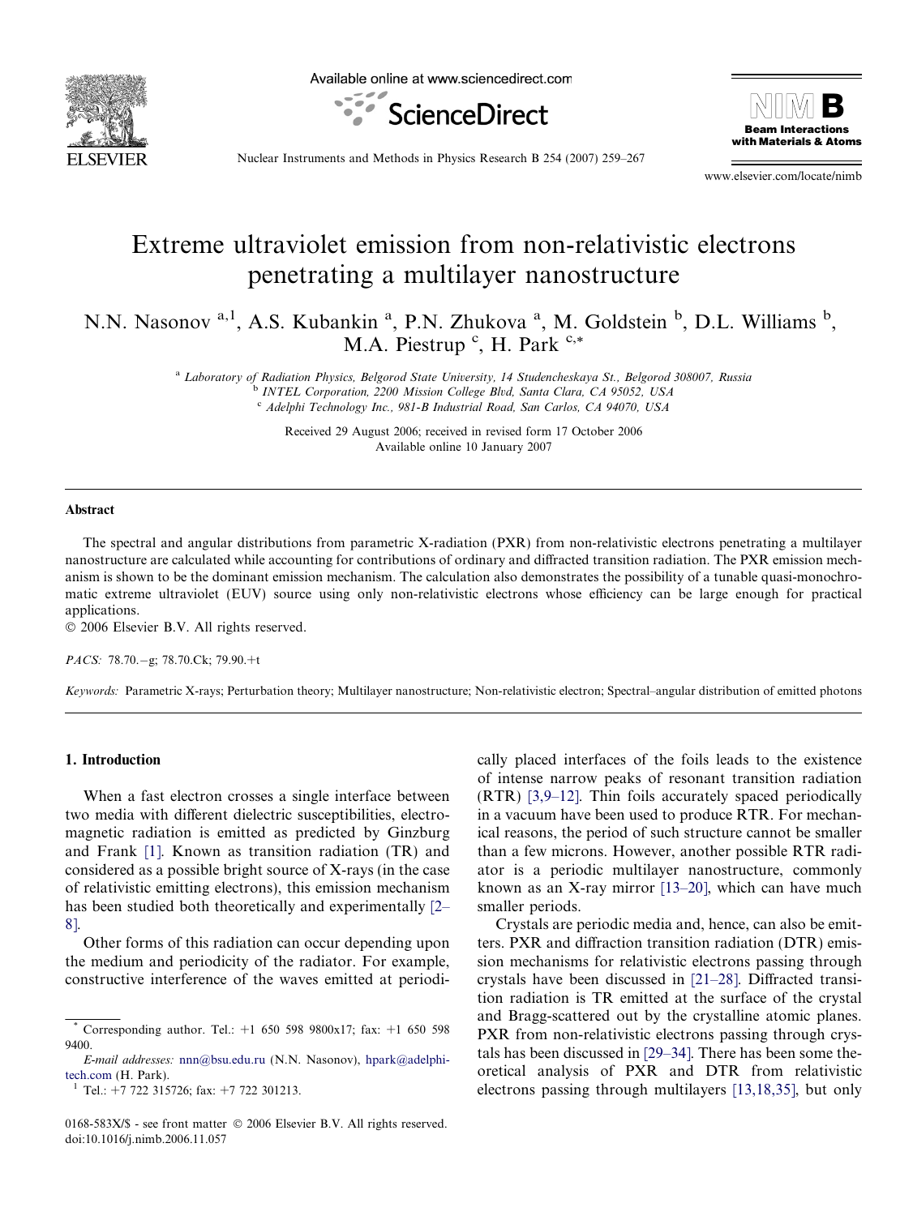# Extreme ultraviolet emission from non-relativistic electrons penetrating a multilayer nanostructure

N.N. Nasonov [a,1], A.S. Kubankin [a], P.N. Zhukova [a], M. Goldstein [b], D.L. Williams [b], M.A. Piestrup [c], H. Park [c,*]

[a] Laboratory of Radiation Physics, Belgorod State University, 14 Studencheskaya St., Belgorod 308007, Russia
[b] INTEL Corporation, 2200 Mission College Blvd, Santa Clara, CA 95052, USA
[c] Adelphi Technology Inc., 981-B Industrial Road, San Carlos, CA 94070, USA

Received 29 August 2006; received in revised form 17 October 2006
Available online 10 January 2007

## Abstract

The spectral and angular distributions from parametric X-radiation (PXR) from non-relativistic electrons penetrating a multilayer nanostructure are calculated while accounting for contributions of ordinary and diffracted transition radiation. The PXR emission mechanism is shown to be the dominant emission mechanism. The calculation also demonstrates the possibility of a tunable quasi-monochromatic extreme ultraviolet (EUV) source using only non-relativistic electrons whose efficiency can be large enough for practical applications.

© 2006 Elsevier B.V. All rights reserved.

*PACS:* 78.70.−g; 78.70.Ck; 79.90.+t

*Keywords:* Parametric X-rays; Perturbation theory; Multilayer nanostructure; Non-relativistic electron; Spectral–angular distribution of emitted photons

## 1. Introduction

When a fast electron crosses a single interface between two media with different dielectric susceptibilities, electromagnetic radiation is emitted as predicted by Ginzburg and Frank [1]. Known as transition radiation (TR) and considered as a possible bright source of X-rays (in the case of relativistic emitting electrons), this emission mechanism has been studied both theoretically and experimentally [2–8].

Other forms of this radiation can occur depending upon the medium and periodicity of the radiator. For example, constructive interference of the waves emitted at periodically placed interfaces of the foils leads to the existence of intense narrow peaks of resonant transition radiation (RTR) [3,9–12]. Thin foils accurately spaced periodically in a vacuum have been used to produce RTR. For mechanical reasons, the period of such structure cannot be smaller than a few microns. However, another possible RTR radiator is a periodic multilayer nanostructure, commonly known as an X-ray mirror [13–20], which can have much smaller periods.

Crystals are periodic media and, hence, can also be emitters. PXR and diffraction transition radiation (DTR) emission mechanisms for relativistic electrons passing through crystals have been discussed in [21–28]. Diffracted transition radiation is TR emitted at the surface of the crystal and Bragg-scattered out by the crystalline atomic planes. PXR from non-relativistic electrons passing through crystals has been discussed in [29–34]. There has been some theoretical analysis of PXR and DTR from relativistic electrons passing through multilayers [13,18,35], but only

---

\* Corresponding author. Tel.: +1 650 598 9800x17; fax: +1 650 598 9400.

*E-mail addresses:* nnn@bsu.edu.ru (N.N. Nasonov), hpark@adelphi-tech.com (H. Park).

[1] Tel.: +7 722 315726; fax: +7 722 301213.

0168-583X/$ - see front matter © 2006 Elsevier B.V. All rights reserved.
doi:10.1016/j.nimb.2006.11.057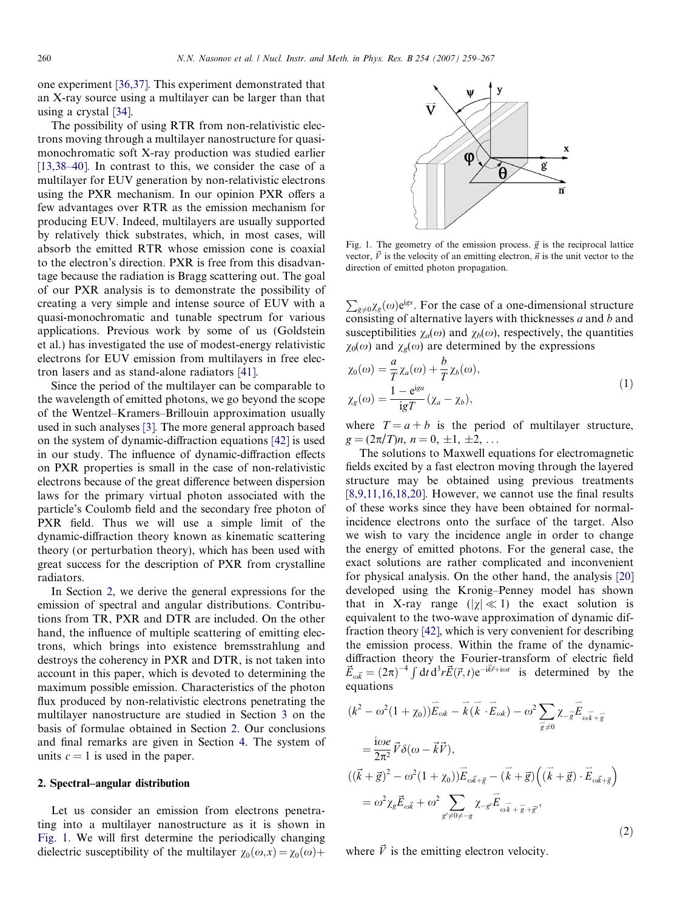one experiment [36,37]. This experiment demonstrated that an X-ray source using a multilayer can be larger than that using a crystal [34].

The possibility of using RTR from non-relativistic electrons moving through a multilayer nanostructure for quasi-monochromatic soft X-ray production was studied earlier [13,38–40]. In contrast to this, we consider the case of a multilayer for EUV generation by non-relativistic electrons using the PXR mechanism. In our opinion PXR offers a few advantages over RTR as the emission mechanism for producing EUV. Indeed, multilayers are usually supported by relatively thick substrates, which, in most cases, will absorb the emitted RTR whose emission cone is coaxial to the electron's direction. PXR is free from this disadvantage because the radiation is Bragg scattering out. The goal of our PXR analysis is to demonstrate the possibility of creating a very simple and intense source of EUV with a quasi-monochromatic and tunable spectrum for various applications. Previous work by some of us (Goldstein et al.) has investigated the use of modest-energy relativistic electrons for EUV emission from multilayers in free electron lasers and as stand-alone radiators [41].

Since the period of the multilayer can be comparable to the wavelength of emitted photons, we go beyond the scope of the Wentzel–Kramers–Brillouin approximation usually used in such analyses [3]. The more general approach based on the system of dynamic-diffraction equations [42] is used in our study. The influence of dynamic-diffraction effects on PXR properties is small in the case of non-relativistic electrons because of the great difference between dispersion laws for the primary virtual photon associated with the particle's Coulomb field and the secondary free photon of PXR field. Thus we will use a simple limit of the dynamic-diffraction theory known as kinematic scattering theory (or perturbation theory), which has been used with great success for the description of PXR from crystalline radiators.

In Section 2, we derive the general expressions for the emission of spectral and angular distributions. Contributions from TR, PXR and DTR are included. On the other hand, the influence of multiple scattering of emitting electrons, which brings into existence bremsstrahlung and destroys the coherency in PXR and DTR, is not taken into account in this paper, which is devoted to determining the maximum possible emission. Characteristics of the photon flux produced by non-relativistic electrons penetrating the multilayer nanostructure are studied in Section 3 on the basis of formulae obtained in Section 2. Our conclusions and final remarks are given in Section 4. The system of units $c = 1$ is used in the paper.

## 2. Spectral–angular distribution

Let us consider an emission from electrons penetrating into a multilayer nanostructure as it is shown in Fig. 1. We will first determine the periodically changing dielectric susceptibility of the multilayer $\chi_0(\omega,x) = \chi_0(\omega) + \sum_{g\neq 0}\chi_g(\omega)e^{igx}$. For the case of a one-dimensional structure consisting of alternative layers with thicknesses $a$ and $b$ and susceptibilities $\chi_a(\omega)$ and $\chi_b(\omega)$, respectively, the quantities $\chi_0(\omega)$ and $\chi_g(\omega)$ are determined by the expressions

$$
\begin{aligned}
\chi_0(\omega) &= \frac{a}{T}\chi_a(\omega) + \frac{b}{T}\chi_b(\omega),\\
\chi_g(\omega) &= \frac{1-e^{iga}}{igT}(\chi_a - \chi_b),
\end{aligned}
\tag{1}
$$

where $T = a + b$ is the period of multilayer structure, $g = (2\pi/T)n$, $n = 0, \pm 1, \pm 2, \ldots$

Fig. 1. The geometry of the emission process. $\vec{g}$ is the reciprocal lattice vector, $\vec{V}$ is the velocity of an emitting electron, $\vec{n}$ is the unit vector to the direction of emitted photon propagation.

The solutions to Maxwell equations for electromagnetic fields excited by a fast electron moving through the layered structure may be obtained using previous treatments [8,9,11,16,18,20]. However, we cannot use the final results of these works since they have been obtained for normal-incidence electrons onto the surface of the target. Also we wish to vary the incidence angle in order to change the energy of emitted photons. For the general case, the exact solutions are rather complicated and inconvenient for physical analysis. On the other hand, the analysis [20] developed using the Kronig–Penney model has shown that in X-ray range ($|\chi| \ll 1$) the exact solution is equivalent to the two-wave approximation of dynamic diffraction theory [42], which is very convenient for describing the emission process. Within the frame of the dynamic-diffraction theory the Fourier-transform of electric field $\vec{E}_{\omega\vec{k}} = (2\pi)^{-4}\int dt\, d^3r\vec{E}(\vec{r},t)e^{-i\vec{k}\vec{r}+i\omega t}$ is determined by the equations

$$
\begin{aligned}
&(k^2 - \omega^2(1+\chi_0))\vec{E}_{\omega k} - \vec{k}(\vec{k}\cdot\vec{E}_{\omega k}) - \omega^2\sum_{\vec{g}\neq 0}\chi_{-\vec{g}}\vec{E}_{\omega\vec{k}+\vec{g}}\\
&= \frac{i\omega e}{2\pi^2}\vec{V}\delta(\omega - \vec{k}\vec{V}),\\
&((\vec{k}+\vec{g})^2 - \omega^2(1+\chi_0))\vec{E}_{\omega\vec{k}+\vec{g}} - (\vec{k}+\vec{g})\left((\vec{k}+\vec{g})\cdot\vec{E}_{\omega\vec{k}+\vec{g}}\right)\\
&= \omega^2\chi_g\vec{E}_{\omega\vec{k}} + \omega^2\sum_{g'\neq 0\neq -g}\chi_{-g'}\vec{E}_{\omega\vec{k}+\vec{g}+\vec{g}'},
\end{aligned}
\tag{2}
$$

where $\vec{V}$ is the emitting electron velocity.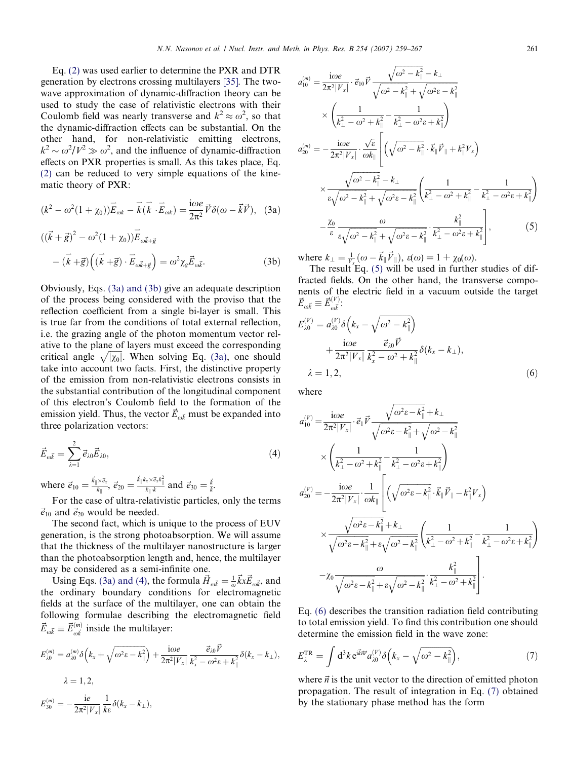Eq. (2) was used earlier to determine the PXR and DTR generation by electrons crossing multilayers [35]. The two-wave approximation of dynamic-diffraction theory can be used to study the case of relativistic electrons with their Coulomb field was nearly transverse and $k^2 \approx \omega^2$, so that the dynamic-diffraction effects can be substantial. On the other hand, for non-relativistic emitting electrons, $k^2 \sim \omega^2/V^2 \gg \omega^2$, and the influence of dynamic-diffraction effects on PXR properties is small. As this takes place, Eq. (2) can be reduced to very simple equations of the kinematic theory of PXR:

$$(k^2 - \omega^2(1+\chi_0))\vec{E}_{\omega\vec{k}} - \vec{k}(\vec{k}\cdot\vec{E}_{\omega\vec{k}}) = \frac{\mathrm{i}\omega e}{2\pi^2}\vec{V}\delta(\omega - \vec{k}\vec{V}), \quad (3a)$$

$$((\vec{k}+\vec{g})^2 - \omega^2(1+\chi_0))\vec{E}_{\omega\vec{k}+\vec{g}} - (\vec{k}+\vec{g})\left((\vec{k}+\vec{g})\cdot\vec{E}_{\omega\vec{k}+\vec{g}}\right) = \omega^2\chi_g\vec{E}_{\omega\vec{k}}. \quad (3b)$$

Obviously, Eqs. (3a) and (3b) give an adequate description of the process being considered with the proviso that the reflection coefficient from a single bi-layer is small. This is true far from the conditions of total external reflection, i.e. the grazing angle of the photon momentum vector relative to the plane of layers must exceed the corresponding critical angle $\sqrt{|\chi_0|}$. When solving Eq. (3a), one should take into account two facts. First, the distinctive property of the emission from non-relativistic electrons consists in the substantial contribution of the longitudinal component of this electron's Coulomb field to the formation of the emission yield. Thus, the vector $\vec{E}_{\omega\vec{k}}$ must be expanded into three polarization vectors:

$$\vec{E}_{\omega\vec{k}} = \sum_{\lambda=1}^{2}\vec{e}_{\lambda 0}\vec{E}_{\lambda 0}, \quad (4)$$

where $\vec{e}_{10} = \frac{\vec{k}_\parallel \times \vec{e}_x}{k_\parallel}$, $\vec{e}_{20} = \frac{\vec{k}_\parallel k_x \times \vec{e}_x k_\parallel^2}{k_\parallel \cdot k}$ and $\vec{e}_{30} = \frac{\vec{k}}{k}$.

For the case of ultra-relativistic particles, only the terms $\vec{e}_{10}$ and $\vec{e}_{20}$ would be needed.

The second fact, which is unique to the process of EUV generation, is the strong photoabsorption. We will assume that the thickness of the multilayer nanostructure is larger than the photoabsorption length and, hence, the multilayer may be considered as a semi-infinite one.

Using Eqs. (3a) and (4), the formula $\vec{H}_{\omega\vec{k}} = \frac{1}{\omega}\vec{k}x\vec{E}_{\omega\vec{k}}$, and the ordinary boundary conditions for electromagnetic fields at the surface of the multilayer, one can obtain the following formulae describing the electromagnetic field $\vec{E}_{\omega\vec{k}} \equiv \vec{E}^{(m)}_{\omega\vec{k}}$ inside the multilayer:

$$E^{(m)}_{\lambda 0} = a^{(m)}_{\lambda 0}\delta\left(k_x + \sqrt{\omega^2\varepsilon - k_\parallel^2}\right) + \frac{\mathrm{i}\omega e}{2\pi^2|V_x|}\frac{\vec{e}_{\lambda 0}\vec{V}}{k_x^2 - \omega^2\varepsilon + k_\parallel^2}\delta(k_x - k_\perp),$$

$$\lambda = 1, 2,$$

$$E^{(m)}_{30} = -\frac{\mathrm{i}e}{2\pi^2|V_x|}\frac{1}{k\varepsilon}\delta(k_x - k_\perp),$$

$$a^{(m)}_{10} = \frac{\mathrm{i}\omega e}{2\pi^2|V_x|}\cdot\vec{e}_{10}\vec{V}\frac{\sqrt{\omega^2 - k_\parallel^2} - k_\perp}{\sqrt{\omega^2 - k_\parallel^2} + \sqrt{\omega^2\varepsilon - k_\parallel^2}} \times \left(\frac{1}{k_\perp^2 - \omega^2 + k_\parallel^2} - \frac{1}{k_\perp^2 - \omega^2\varepsilon + k_\parallel^2}\right)$$

$$a^{(m)}_{20} = -\frac{\mathrm{i}\omega e}{2\pi^2|V_x|}\cdot\frac{\sqrt{\varepsilon}}{\omega k_\parallel}\left[\left(\sqrt{\omega^2 - k_\parallel^2}\cdot\vec{k}_\parallel\vec{V}_\parallel + k_\parallel^2 V_x\right) \times \frac{\sqrt{\omega^2 - k_\parallel^2} - k_\perp}{\varepsilon\sqrt{\omega^2 - k_\parallel^2} + \sqrt{\omega^2\varepsilon - k_\parallel^2}}\left(\frac{1}{k_\perp^2 - \omega^2 + k_\parallel^2} - \frac{1}{k_\perp^2 - \omega^2\varepsilon + k_\parallel^2}\right) - \frac{\chi_0}{\varepsilon}\frac{\omega}{\varepsilon\sqrt{\omega^2 - k_\parallel^2} + \sqrt{\omega^2\varepsilon - k_\parallel^2}}\cdot\frac{k_\parallel^2}{k_\perp^2 - \omega^2\varepsilon + k_\parallel^2}\right], \quad (5)$$

where $k_\perp = \frac{1}{V_x}(\omega - \vec{k}_\parallel\vec{V}_\parallel)$, $\varepsilon(\omega) = 1 + \chi_0(\omega)$.

The result Eq. (5) will be used in further studies of diffracted fields. On the other hand, the transverse components of the electric field in a vacuum outside the target $\vec{E}_{\omega\vec{k}} \equiv \vec{E}^{(V)}_{\omega\vec{k}}$:

$$E^{(V)}_{\lambda 0} = a^{(V)}_{\lambda 0}\delta\left(k_x - \sqrt{\omega^2 - k_\parallel^2}\right) + \frac{\mathrm{i}\omega e}{2\pi^2|V_x|}\frac{\vec{e}_{\lambda 0}\vec{V}}{k_x^2 - \omega^2 + k_\parallel^2}\delta(k_x - k_\perp),$$

$$\lambda = 1, 2, \quad (6)$$

where

$$a^{(V)}_{10} = \frac{\mathrm{i}\omega e}{2\pi^2|V_x|}\cdot\vec{e}_1\vec{V}\frac{\sqrt{\omega^2\varepsilon - k_\parallel^2} + k_\perp}{\sqrt{\omega^2\varepsilon - k_\parallel^2} + \sqrt{\omega^2 - k_\parallel^2}} \times \left(\frac{1}{k_\perp^2 - \omega^2 + k_\parallel^2} - \frac{1}{k_\perp^2 - \omega^2\varepsilon + k_\parallel^2}\right)$$

$$a^{(V)}_{20} = -\frac{\mathrm{i}\omega e}{2\pi^2|V_x|}\cdot\frac{1}{\omega k_\parallel}\left[\left(\sqrt{\omega^2\varepsilon - k_\parallel^2}\cdot\vec{k}_\parallel\vec{V}_\parallel - k_\parallel^2 V_x\right) \times \frac{\sqrt{\omega^2\varepsilon - k_\parallel^2} + k_\perp}{\sqrt{\omega^2\varepsilon - k_\parallel^2} + \varepsilon\sqrt{\omega^2 - k_\parallel^2}}\left(\frac{1}{k_\perp^2 - \omega^2 + k_\parallel^2} - \frac{1}{k_\perp^2 - \omega^2\varepsilon + k_\parallel^2}\right) - \chi_0\frac{\omega}{\sqrt{\omega^2\varepsilon - k_\parallel^2} + \varepsilon\sqrt{\omega^2 - k_\parallel^2}}\cdot\frac{k_\parallel^2}{k_\perp^2 - \omega^2 + k_\parallel^2}\right].$$

Eq. (6) describes the transition radiation field contributing to total emission yield. To find this contribution one should determine the emission field in the wave zone:

$$E^{\mathrm{TR}}_\lambda = \int \mathrm{d}^3k\, \mathrm{e}^{\mathrm{i}\vec{k}\vec{n}r} a^{(V)}_{\lambda 0}\delta\left(k_x - \sqrt{\omega^2 - k_\parallel^2}\right), \quad (7)$$

where $\vec{n}$ is the unit vector to the direction of emitted photon propagation. The result of integration in Eq. (7) obtained by the stationary phase method has the form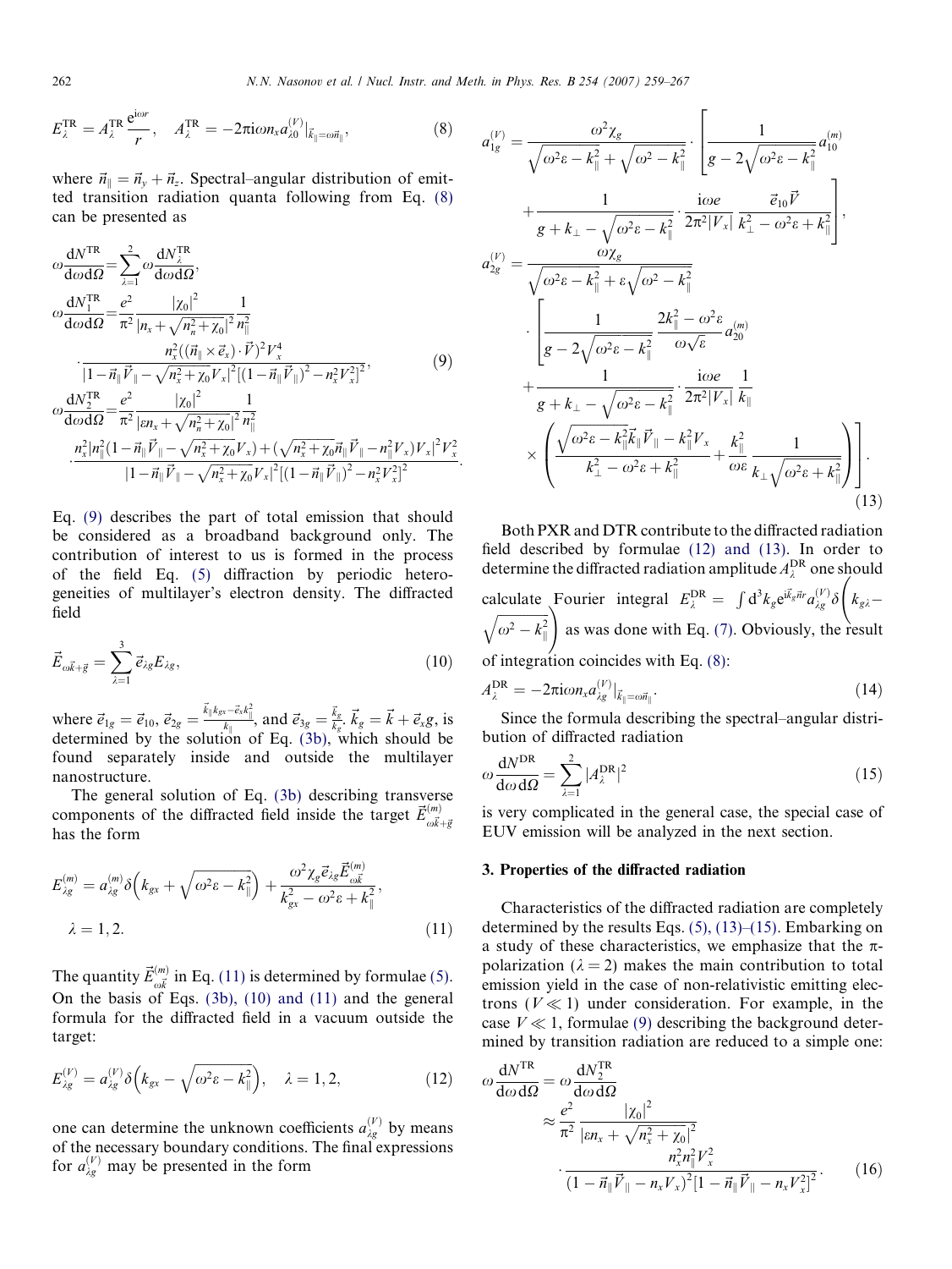$$E_\lambda^{\mathrm{TR}} = A_\lambda^{\mathrm{TR}} \frac{\mathrm{e}^{\mathrm{i}\omega r}}{r}, \quad A_\lambda^{\mathrm{TR}} = -2\pi \mathrm{i} \omega n_x a_{\lambda 0}^{(V)}|_{\vec{k}_\parallel = \omega \vec{n}_\parallel}, \tag{8}$$

where $\vec{n}_\parallel = \vec{n}_y + \vec{n}_z$. Spectral–angular distribution of emitted transition radiation quanta following from Eq. (8) can be presented as

$$\begin{aligned}
\omega \frac{\mathrm{d}N^{\mathrm{TR}}}{\mathrm{d}\omega \mathrm{d}\Omega} &= \sum_{\lambda=1}^{2} \omega \frac{\mathrm{d}N_\lambda^{\mathrm{TR}}}{\mathrm{d}\omega \mathrm{d}\Omega}, \\
\omega \frac{\mathrm{d}N_1^{\mathrm{TR}}}{\mathrm{d}\omega \mathrm{d}\Omega} &= \frac{e^2}{\pi^2} \frac{|\chi_0|^2}{|n_x + \sqrt{n_n^2 + \chi_0}|^2} \frac{1}{n_\parallel^2} \\
&\cdot \frac{n_x^2 ((\vec{n}_\parallel \times \vec{e}_x) \cdot \vec{V})^2 V_x^4}{|1 - \vec{n}_\parallel \vec{V}_\parallel - \sqrt{n_x^2 + \chi_0} V_x|^2 [(1 - \vec{n}_\parallel \vec{V}_\parallel)^2 - n_x^2 V_x^2]^2}, \\
\omega \frac{\mathrm{d}N_2^{\mathrm{TR}}}{\mathrm{d}\omega \mathrm{d}\Omega} &= \frac{e^2}{\pi^2} \frac{|\chi_0|^2}{|\varepsilon n_x + \sqrt{n_x^2 + \chi_0}|^2} \frac{1}{n_\parallel^2} \\
&\cdot \frac{n_x^2 |n_\parallel^2 (1 - \vec{n}_\parallel \vec{V}_\parallel - \sqrt{n_x^2 + \chi_0} V_x) + (\sqrt{n_x^2 + \chi_0} \vec{n}_\parallel \vec{V}_\parallel - n_\parallel^2 V_x) V_x|^2 V_x^2}{|1 - \vec{n}_\parallel \vec{V}_\parallel - \sqrt{n_x^2 + \chi_0} V_x|^2 [(1 - \vec{n}_\parallel \vec{V}_\parallel)^2 - n_x^2 V_x^2]^2}.
\end{aligned} \tag{9}$$

Eq. (9) describes the part of total emission that should be considered as a broadband background only. The contribution of interest to us is formed in the process of the field Eq. (5) diffraction by periodic heterogeneities of multilayer's electron density. The diffracted field

$$\vec{E}_{\omega \vec{k} + \vec{g}} = \sum_{\lambda=1}^{3} \vec{e}_{\lambda g} E_{\lambda g}, \tag{10}$$

where $\vec{e}_{1g} = \vec{e}_{10}$, $\vec{e}_{2g} = \frac{\vec{k}_\parallel k_{gx} - \vec{e}_x k_\parallel^2}{k_\parallel}$, and $\vec{e}_{3g} = \frac{\vec{k}_g}{k_g}$. $\vec{k}_g = \vec{k} + \vec{e}_x g$, is determined by the solution of Eq. (3b), which should be found separately inside and outside the multilayer nanostructure.

The general solution of Eq. (3b) describing transverse components of the diffracted field inside the target $\vec{E}_{\omega \vec{k} + \vec{g}}^{(m)}$ has the form

$$E_{\lambda g}^{(m)} = a_{\lambda g}^{(m)} \delta\left(k_{gx} + \sqrt{\omega^2 \varepsilon - k_\parallel^2}\right) + \frac{\omega^2 \chi_g \vec{e}_{\lambda g} \vec{E}_{\omega \vec{k}}^{(m)}}{k_{gx}^2 - \omega^2 \varepsilon + k_\parallel^2}, \quad \lambda = 1, 2. \tag{11}$$

The quantity $\vec{E}_{\omega \vec{k}}^{(m)}$ in Eq. (11) is determined by formulae (5). On the basis of Eqs. (3b), (10) and (11) and the general formula for the diffracted field in a vacuum outside the target:

$$E_{\lambda g}^{(V)} = a_{\lambda g}^{(V)} \delta\left(k_{gx} - \sqrt{\omega^2 \varepsilon - k_\parallel^2}\right), \quad \lambda = 1, 2, \tag{12}$$

one can determine the unknown coefficients $a_{\lambda g}^{(V)}$ by means of the necessary boundary conditions. The final expressions for $a_{\lambda g}^{(V)}$ may be presented in the form

$$\begin{aligned}
a_{1g}^{(V)} &= \frac{\omega^2 \chi_g}{\sqrt{\omega^2 \varepsilon - k_\parallel^2} + \sqrt{\omega^2 - k_\parallel^2}} \cdot \left[ \frac{1}{g - 2\sqrt{\omega^2 \varepsilon - k_\parallel^2}} a_{10}^{(m)} \right. \\
&\left. + \frac{1}{g + k_\perp - \sqrt{\omega^2 \varepsilon - k_\parallel^2}} \cdot \frac{\mathrm{i} \omega e}{2\pi^2 |V_x|} \frac{\vec{e}_{10} \vec{V}}{k_\perp^2 - \omega^2 \varepsilon + k_\parallel^2} \right], \\
a_{2g}^{(V)} &= \frac{\omega \chi_g}{\sqrt{\omega^2 \varepsilon - k_\parallel^2} + \varepsilon \sqrt{\omega^2 - k_\parallel^2}} \\
&\cdot \left[ \frac{1}{g - 2\sqrt{\omega^2 \varepsilon - k_\parallel^2}} \frac{2k_\parallel^2 - \omega^2 \varepsilon}{\omega \sqrt{\varepsilon}} a_{20}^{(m)} \right. \\
&+ \frac{1}{g + k_\perp - \sqrt{\omega^2 \varepsilon - k_\parallel^2}} \cdot \frac{\mathrm{i} \omega e}{2\pi^2 |V_x|} \frac{1}{k_\parallel} \\
&\left. \times \left( \frac{\sqrt{\omega^2 \varepsilon - k_\parallel^2} \vec{k}_\parallel \vec{V}_\parallel - k_\parallel^2 V_x}{k_\perp^2 - \omega^2 \varepsilon + k_\parallel^2} + \frac{k_\parallel^2}{\omega \varepsilon} \frac{1}{k_\perp \sqrt{\omega^2 \varepsilon + k_\parallel^2}} \right) \right].
\end{aligned} \tag{13}$$

Both PXR and DTR contribute to the diffracted radiation field described by formulae (12) and (13). In order to determine the diffracted radiation amplitude $A_\lambda^{\mathrm{DR}}$ one should calculate Fourier integral $E_\lambda^{\mathrm{DR}} = \int \mathrm{d}^3 k_g \mathrm{e}^{\mathrm{i} \vec{k}_g \vec{n} r} a_{\lambda g}^{(V)} \delta\left(k_{g\lambda} - \sqrt{\omega^2 - k_\parallel^2}\right)$ as was done with Eq. (7). Obviously, the result of integration coincides with Eq. (8):

$$A_\lambda^{\mathrm{DR}} = -2\pi \mathrm{i} \omega n_x a_{\lambda g}^{(V)}|_{\vec{k}_\parallel = \omega \vec{n}_\parallel}. \tag{14}$$

Since the formula describing the spectral–angular distribution of diffracted radiation

$$\omega \frac{\mathrm{d}N^{\mathrm{DR}}}{\mathrm{d}\omega \, \mathrm{d}\Omega} = \sum_{\lambda=1}^{2} |A_\lambda^{\mathrm{DR}}|^2 \tag{15}$$

is very complicated in the general case, the special case of EUV emission will be analyzed in the next section.

## 3. Properties of the diffracted radiation

Characteristics of the diffracted radiation are completely determined by the results Eqs. (5), (13)–(15). Embarking on a study of these characteristics, we emphasize that the π-polarization ($\lambda = 2$) makes the main contribution to total emission yield in the case of non-relativistic emitting electrons ($V \ll 1$) under consideration. For example, in the case $V \ll 1$, formulae (9) describing the background determined by transition radiation are reduced to a simple one:

$$\begin{aligned}
\omega \frac{\mathrm{d}N^{\mathrm{TR}}}{\mathrm{d}\omega \, \mathrm{d}\Omega} &= \omega \frac{\mathrm{d}N_2^{\mathrm{TR}}}{\mathrm{d}\omega \, \mathrm{d}\Omega} \\
&\approx \frac{e^2}{\pi^2} \frac{|\chi_0|^2}{|\varepsilon n_x + \sqrt{n_x^2 + \chi_0}|^2} \\
&\cdot \frac{n_x^2 n_\parallel^2 V_x^2}{(1 - \vec{n}_\parallel \vec{V}_\parallel - n_x V_x)^2 [1 - \vec{n}_\parallel \vec{V}_\parallel - n_x V_x^2]^2}.
\end{aligned} \tag{16}$$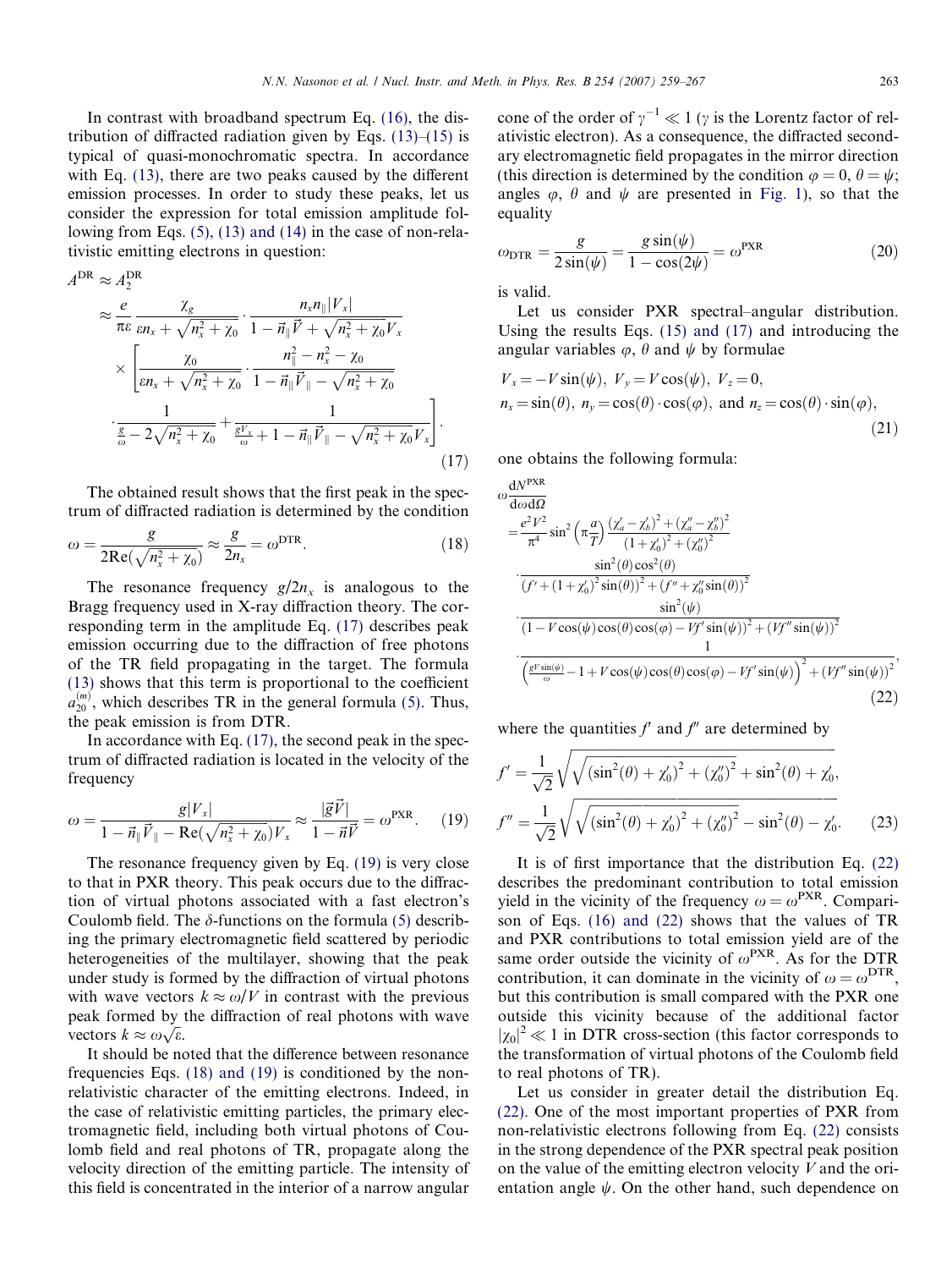In contrast with broadband spectrum Eq. (16), the distribution of diffracted radiation given by Eqs. (13)–(15) is typical of quasi-monochromatic spectra. In accordance with Eq. (13), there are two peaks caused by the different emission processes. In order to study these peaks, let us consider the expression for total emission amplitude following from Eqs. (5), (13) and (14) in the case of non-relativistic emitting electrons in question:

$$
\begin{aligned}
A^{\mathrm{DR}} &\approx A_2^{\mathrm{DR}} \\
&\approx \frac{e}{\pi\varepsilon}\frac{\chi_g}{\varepsilon n_x+\sqrt{n_x^2+\chi_0}}\cdot\frac{n_x n_\parallel |V_x|}{1-\vec{n}_\parallel\vec{V}+\sqrt{n_x^2+\chi_0}V_x} \\
&\quad\times\left[\frac{\chi_0}{\varepsilon n_x+\sqrt{n_x^2+\chi_0}}\cdot\frac{n_\parallel^2-n_x^2-\chi_0}{1-\vec{n}_\parallel\vec{V}_\parallel-\sqrt{n_x^2+\chi_0}}\right. \\
&\quad\left.\cdot\frac{1}{\frac{g}{\omega}-2\sqrt{n_x^2+\chi_0}}+\frac{1}{\frac{gV_x}{\omega}+1-\vec{n}_\parallel\vec{V}_\parallel-\sqrt{n_x^2+\chi_0}V_x}\right].
\end{aligned}
\tag{17}
$$

The obtained result shows that the first peak in the spectrum of diffracted radiation is determined by the condition

$$
\omega=\frac{g}{2\mathrm{Re}(\sqrt{n_x^2+\chi_0})}\approx\frac{g}{2n_x}=\omega^{\mathrm{DTR}}. \tag{18}
$$

The resonance frequency $g/2n_x$ is analogous to the Bragg frequency used in X-ray diffraction theory. The corresponding term in the amplitude Eq. (17) describes peak emission occurring due to the diffraction of free photons of the TR field propagating in the target. The formula (13) shows that this term is proportional to the coefficient $a_{20}^{(m)}$, which describes TR in the general formula (5). Thus, the peak emission is from DTR.

In accordance with Eq. (17), the second peak in the spectrum of diffracted radiation is located in the velocity of the frequency

$$
\omega=\frac{g|V_x|}{1-\vec{n}_\parallel\vec{V}_\parallel-\mathrm{Re}(\sqrt{n_x^2+\chi_0})V_x}\approx\frac{|\vec{g}\vec{V}|}{1-\vec{n}\vec{V}}=\omega^{\mathrm{PXR}}. \tag{19}
$$

The resonance frequency given by Eq. (19) is very close to that in PXR theory. This peak occurs due to the diffraction of virtual photons associated with a fast electron's Coulomb field. The $\delta$-functions on the formula (5) describing the primary electromagnetic field scattered by periodic heterogeneities of the multilayer, showing that the peak under study is formed by the diffraction of virtual photons with wave vectors $k\approx\omega/V$ in contrast with the previous peak formed by the diffraction of real photons with wave vectors $k\approx\omega\sqrt{\varepsilon}$.

It should be noted that the difference between resonance frequencies Eqs. (18) and (19) is conditioned by the non-relativistic character of the emitting electrons. Indeed, in the case of relativistic emitting particles, the primary electromagnetic field, including both virtual photons of Coulomb field and real photons of TR, propagate along the velocity direction of the emitting particle. The intensity of this field is concentrated in the interior of a narrow angular cone of the order of $\gamma^{-1}\ll 1$ ($\gamma$ is the Lorentz factor of relativistic electron). As a consequence, the diffracted secondary electromagnetic field propagates in the mirror direction (this direction is determined by the condition $\varphi=0$, $\theta=\psi$; angles $\varphi$, $\theta$ and $\psi$ are presented in Fig. 1), so that the equality

$$
\omega_{\mathrm{DTR}}=\frac{g}{2\sin(\psi)}=\frac{g\sin(\psi)}{1-\cos(2\psi)}=\omega^{\mathrm{PXR}} \tag{20}
$$

is valid.

Let us consider PXR spectral–angular distribution. Using the results Eqs. (15) and (17) and introducing the angular variables $\varphi$, $\theta$ and $\psi$ by formulae

$$
\begin{aligned}
&V_x=-V\sin(\psi),\ V_y=V\cos(\psi),\ V_z=0,\\
&n_x=\sin(\theta),\ n_y=\cos(\theta)\cdot\cos(\varphi),\ \text{and}\ n_z=\cos(\theta)\cdot\sin(\varphi),
\end{aligned}
\tag{21}
$$

one obtains the following formula:

$$
\begin{aligned}
\omega\frac{\mathrm{d}N^{\mathrm{PXR}}}{\mathrm{d}\omega\,\mathrm{d}\Omega}
&=\frac{e^2V^2}{\pi^4}\sin^2\left(\pi\frac{a}{T}\right)\frac{(\chi_a'-\chi_b')^2+(\chi_a''-\chi_b'')^2}{(1+\chi_0')^2+(\chi_0'')^2}\\
&\quad\cdot\frac{\sin^2(\theta)\cos^2(\theta)}{(f'+(1+\chi_0')^2\sin(\theta))^2+(f''+\chi_0''\sin(\theta))^2}\\
&\quad\cdot\frac{\sin^2(\psi)}{(1-V\cos(\psi)\cos(\theta)\cos(\varphi)-Vf'\sin(\psi))^2+(Vf''\sin(\psi))^2}\\
&\quad\cdot\frac{1}{\left(\frac{gV\sin(\psi)}{\omega}-1+V\cos(\psi)\cos(\theta)\cos(\varphi)-Vf'\sin(\psi)\right)^2+(Vf''\sin(\psi))^2},
\end{aligned}
\tag{22}
$$

where the quantities $f'$ and $f''$ are determined by

$$
\begin{aligned}
f'&=\frac{1}{\sqrt{2}}\sqrt{\sqrt{(\sin^2(\theta)+\chi_0')^2+(\chi_0'')^2}+\sin^2(\theta)+\chi_0'},\\
f''&=\frac{1}{\sqrt{2}}\sqrt{\sqrt{(\sin^2(\theta)+\chi_0')^2+(\chi_0'')^2}-\sin^2(\theta)-\chi_0'}.
\end{aligned}
\tag{23}
$$

It is of first importance that the distribution Eq. (22) describes the predominant contribution to total emission yield in the vicinity of the frequency $\omega=\omega^{\mathrm{PXR}}$. Comparison of Eqs. (16) and (22) shows that the values of TR and PXR contributions to total emission yield are of the same order outside the vicinity of $\omega^{\mathrm{PXR}}$. As for the DTR contribution, it can dominate in the vicinity of $\omega=\omega^{\mathrm{DTR}}$, but this contribution is small compared with the PXR one outside this vicinity because of the additional factor $|\chi_0|^2\ll 1$ in DTR cross-section (this factor corresponds to the transformation of virtual photons of the Coulomb field to real photons of TR).

Let us consider in greater detail the distribution Eq. (22). One of the most important properties of PXR from non-relativistic electrons following from Eq. (22) consists in the strong dependence of the PXR spectral peak position on the value of the emitting electron velocity $V$ and the orientation angle $\psi$. On the other hand, such dependence on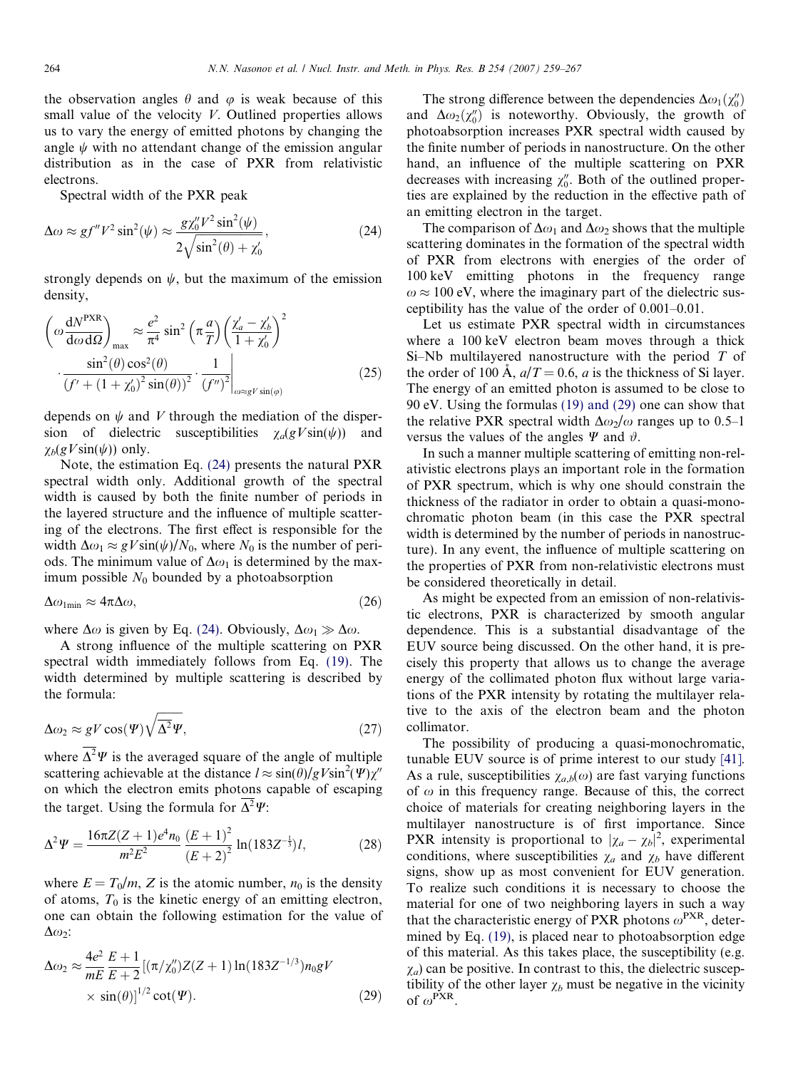the observation angles $\theta$ and $\varphi$ is weak because of this small value of the velocity $V$. Outlined properties allows us to vary the energy of emitted photons by changing the angle $\psi$ with no attendant change of the emission angular distribution as in the case of PXR from relativistic electrons.

Spectral width of the PXR peak

$$\Delta\omega \approx gf''V^2\sin^2(\psi) \approx \frac{g\chi_0''V^2\sin^2(\psi)}{2\sqrt{\sin^2(\theta)+\chi_0'}}, \tag{24}$$

strongly depends on $\psi$, but the maximum of the emission density,

$$\left(\omega\frac{dN^{\mathrm{PXR}}}{d\omega\, d\Omega}\right)_{\max} \approx \frac{e^2}{\pi^4}\sin^2\left(\pi\frac{a}{T}\right)\left(\frac{\chi_a'-\chi_b'}{1+\chi_0'}\right)^2 \cdot \frac{\sin^2(\theta)\cos^2(\theta)}{\left(f'+(1+\chi_0')^2\sin(\theta)\right)^2}\cdot\frac{1}{(f'')^2}\Bigg|_{\omega\approx gV\sin(\varphi)} \tag{25}$$

depends on $\psi$ and $V$ through the mediation of the dispersion of dielectric susceptibilities $\chi_a(gV\sin(\psi))$ and $\chi_b(gV\sin(\psi))$ only.

Note, the estimation Eq. (24) presents the natural PXR spectral width only. Additional growth of the spectral width is caused by both the finite number of periods in the layered structure and the influence of multiple scattering of the electrons. The first effect is responsible for the width $\Delta\omega_1 \approx gV\sin(\psi)/N_0$, where $N_0$ is the number of periods. The minimum value of $\Delta\omega_1$ is determined by the maximum possible $N_0$ bounded by a photoabsorption

$$\Delta\omega_{1\min} \approx 4\pi\Delta\omega, \tag{26}$$

where $\Delta\omega$ is given by Eq. (24). Obviously, $\Delta\omega_1 \gg \Delta\omega$.

A strong influence of the multiple scattering on PXR spectral width immediately follows from Eq. (19). The width determined by multiple scattering is described by the formula:

$$\Delta\omega_2 \approx gV\cos(\Psi)\sqrt{\overline{\Delta^2}\Psi}, \tag{27}$$

where $\overline{\Delta^2}\Psi$ is the averaged square of the angle of multiple scattering achievable at the distance $l \approx \sin(\theta)/gV\sin^2(\Psi)\chi''$ on which the electron emits photons capable of escaping the target. Using the formula for $\overline{\Delta^2}\Psi$:

$$\Delta^2\Psi = \frac{16\pi Z(Z+1)e^4 n_0}{m^2E^2}\frac{(E+1)^2}{(E+2)^2}\ln(183Z^{-\frac{1}{3}})l, \tag{28}$$

where $E = T_0/m$, $Z$ is the atomic number, $n_0$ is the density of atoms, $T_0$ is the kinetic energy of an emitting electron, one can obtain the following estimation for the value of $\Delta\omega_2$:

$$\Delta\omega_2 \approx \frac{4e^2}{mE}\frac{E+1}{E+2}\left[(\pi/\chi_0'')Z(Z+1)\ln(183Z^{-1/3})n_0 gV \times \sin(\theta)\right]^{1/2}\cot(\Psi). \tag{29}$$

The strong difference between the dependencies $\Delta\omega_1(\chi_0'')$ and $\Delta\omega_2(\chi_0'')$ is noteworthy. Obviously, the growth of photoabsorption increases PXR spectral width caused by the finite number of periods in nanostructure. On the other hand, an influence of the multiple scattering on PXR decreases with increasing $\chi_0''$. Both of the outlined properties are explained by the reduction in the effective path of an emitting electron in the target.

The comparison of $\Delta\omega_1$ and $\Delta\omega_2$ shows that the multiple scattering dominates in the formation of the spectral width of PXR from electrons with energies of the order of 100 keV emitting photons in the frequency range $\omega \approx 100$ eV, where the imaginary part of the dielectric susceptibility has the value of the order of 0.001–0.01.

Let us estimate PXR spectral width in circumstances where a 100 keV electron beam moves through a thick Si–Nb multilayered nanostructure with the period $T$ of the order of 100 Å, $a/T = 0.6$, $a$ is the thickness of Si layer. The energy of an emitted photon is assumed to be close to 90 eV. Using the formulas (19) and (29) one can show that the relative PXR spectral width $\Delta\omega_2/\omega$ ranges up to 0.5–1 versus the values of the angles $\Psi$ and $\vartheta$.

In such a manner multiple scattering of emitting non-relativistic electrons plays an important role in the formation of PXR spectrum, which is why one should constrain the thickness of the radiator in order to obtain a quasi-monochromatic photon beam (in this case the PXR spectral width is determined by the number of periods in nanostructure). In any event, the influence of multiple scattering on the properties of PXR from non-relativistic electrons must be considered theoretically in detail.

As might be expected from an emission of non-relativistic electrons, PXR is characterized by smooth angular dependence. This is a substantial disadvantage of the EUV source being discussed. On the other hand, it is precisely this property that allows us to change the average energy of the collimated photon flux without large variations of the PXR intensity by rotating the multilayer relative to the axis of the electron beam and the photon collimator.

The possibility of producing a quasi-monochromatic, tunable EUV source is of prime interest to our study [41]. As a rule, susceptibilities $\chi_{a,b}(\omega)$ are fast varying functions of $\omega$ in this frequency range. Because of this, the correct choice of materials for creating neighboring layers in the multilayer nanostructure is of first importance. Since PXR intensity is proportional to $|\chi_a - \chi_b|^2$, experimental conditions, where susceptibilities $\chi_a$ and $\chi_b$ have different signs, show up as most convenient for EUV generation. To realize such conditions it is necessary to choose the material for one of two neighboring layers in such a way that the characteristic energy of PXR photons $\omega^{\mathrm{PXR}}$, determined by Eq. (19), is placed near to photoabsorption edge of this material. As this takes place, the susceptibility (e.g. $\chi_a$) can be positive. In contrast to this, the dielectric susceptibility of the other layer $\chi_b$ must be negative in the vicinity of $\omega^{\mathrm{PXR}}$.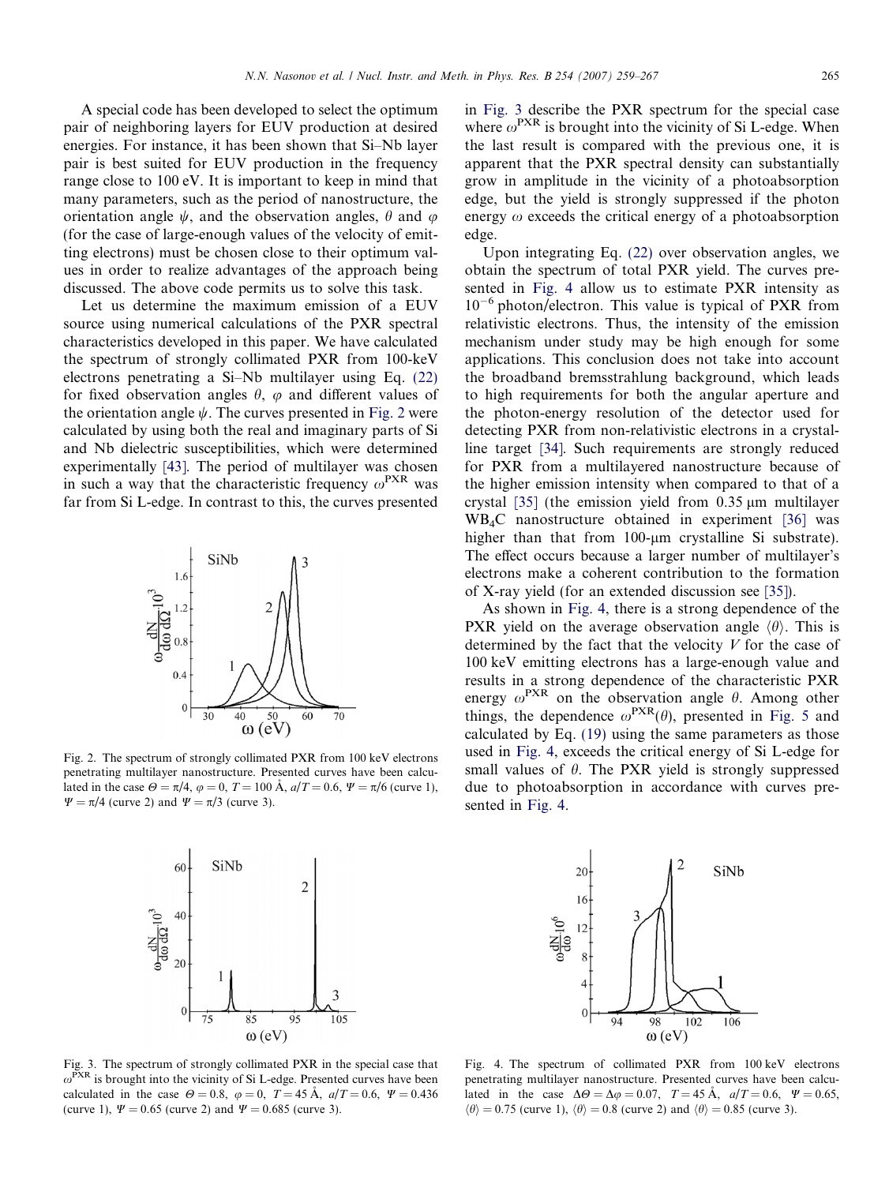A special code has been developed to select the optimum pair of neighboring layers for EUV production at desired energies. For instance, it has been shown that Si–Nb layer pair is best suited for EUV production in the frequency range close to 100 eV. It is important to keep in mind that many parameters, such as the period of nanostructure, the orientation angle $\psi$, and the observation angles, $\theta$ and $\varphi$ (for the case of large-enough values of the velocity of emitting electrons) must be chosen close to their optimum values in order to realize advantages of the approach being discussed. The above code permits us to solve this task.

Let us determine the maximum emission of a EUV source using numerical calculations of the PXR spectral characteristics developed in this paper. We have calculated the spectrum of strongly collimated PXR from 100-keV electrons penetrating a Si–Nb multilayer using Eq. (22) for fixed observation angles $\theta$, $\varphi$ and different values of the orientation angle $\psi$. The curves presented in Fig. 2 were calculated by using both the real and imaginary parts of Si and Nb dielectric susceptibilities, which were determined experimentally [43]. The period of multilayer was chosen in such a way that the characteristic frequency $\omega^{\mathrm{PXR}}$ was far from Si L-edge. In contrast to this, the curves presented in Fig. 3 describe the PXR spectrum for the special case where $\omega^{\mathrm{PXR}}$ is brought into the vicinity of Si L-edge. When the last result is compared with the previous one, it is apparent that the PXR spectral density can substantially grow in amplitude in the vicinity of a photoabsorption edge, but the yield is strongly suppressed if the photon energy $\omega$ exceeds the critical energy of a photoabsorption edge.

Fig. 2. The spectrum of strongly collimated PXR from 100 keV electrons penetrating multilayer nanostructure. Presented curves have been calculated in the case $\Theta = \pi/4$, $\varphi = 0$, $T = 100$ Å, $a/T = 0.6$, $\Psi = \pi/6$ (curve 1), $\Psi = \pi/4$ (curve 2) and $\Psi = \pi/3$ (curve 3).

Fig. 3. The spectrum of strongly collimated PXR in the special case that $\omega^{\mathrm{PXR}}$ is brought into the vicinity of Si L-edge. Presented curves have been calculated in the case $\Theta = 0.8$, $\varphi = 0$, $T = 45$ Å, $a/T = 0.6$, $\Psi = 0.436$ (curve 1), $\Psi = 0.65$ (curve 2) and $\Psi = 0.685$ (curve 3).

Upon integrating Eq. (22) over observation angles, we obtain the spectrum of total PXR yield. The curves presented in Fig. 4 allow us to estimate PXR intensity as $10^{-6}$ photon/electron. This value is typical of PXR from relativistic electrons. Thus, the intensity of the emission mechanism under study may be high enough for some applications. This conclusion does not take into account the broadband bremsstrahlung background, which leads to high requirements for both the angular aperture and the photon-energy resolution of the detector used for detecting PXR from non-relativistic electrons in a crystalline target [34]. Such requirements are strongly reduced for PXR from a multilayered nanostructure because of the higher emission intensity when compared to that of a crystal [35] (the emission yield from 0.35 μm multilayer $WB_4C$ nanostructure obtained in experiment [36] was higher than that from 100-μm crystalline Si substrate). The effect occurs because a larger number of multilayer's electrons make a coherent contribution to the formation of X-ray yield (for an extended discussion see [35]).

As shown in Fig. 4, there is a strong dependence of the PXR yield on the average observation angle $\langle\theta\rangle$. This is determined by the fact that the velocity $V$ for the case of 100 keV emitting electrons has a large-enough value and results in a strong dependence of the characteristic PXR energy $\omega^{\mathrm{PXR}}$ on the observation angle $\theta$. Among other things, the dependence $\omega^{\mathrm{PXR}}(\theta)$, presented in Fig. 5 and calculated by Eq. (19) using the same parameters as those used in Fig. 4, exceeds the critical energy of Si L-edge for small values of $\theta$. The PXR yield is strongly suppressed due to photoabsorption in accordance with curves presented in Fig. 4.

Fig. 4. The spectrum of collimated PXR from 100 keV electrons penetrating multilayer nanostructure. Presented curves have been calculated in the case $\Delta\Theta = \Delta\varphi = 0.07$, $T = 45$ Å, $a/T = 0.6$, $\Psi = 0.65$, $\langle\theta\rangle = 0.75$ (curve 1), $\langle\theta\rangle = 0.8$ (curve 2) and $\langle\theta\rangle = 0.85$ (curve 3).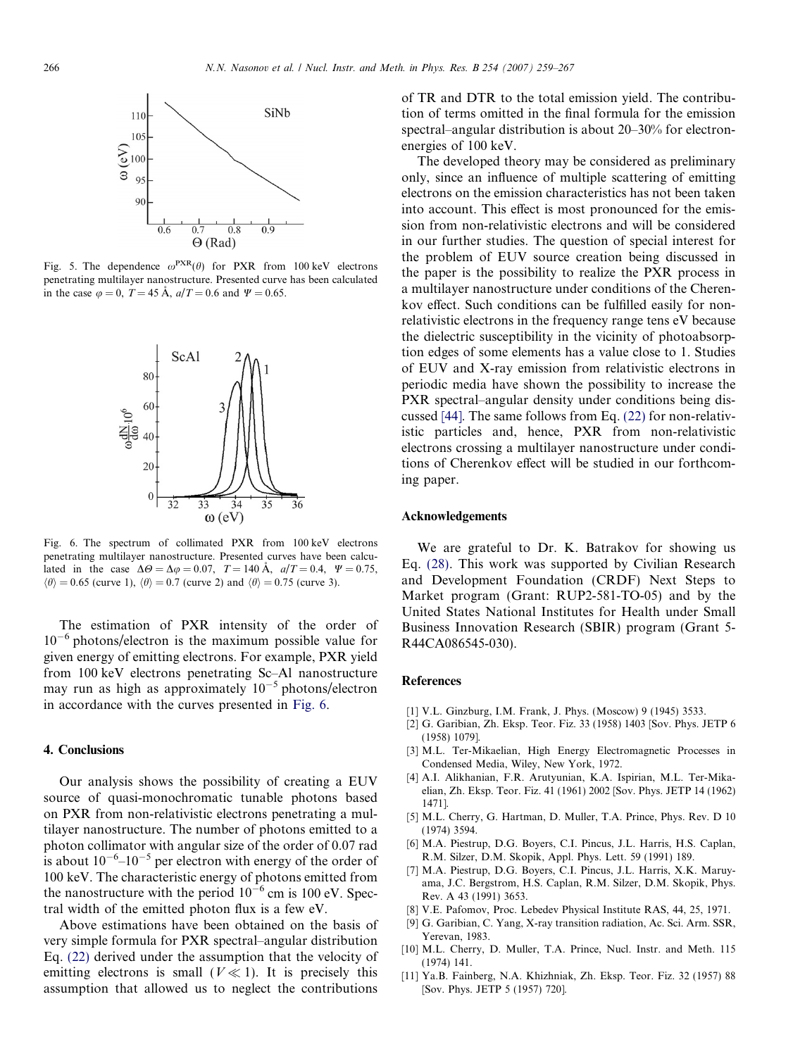Fig. 5. The dependence $\omega^{PXR}(\theta)$ for PXR from 100 keV electrons penetrating multilayer nanostructure. Presented curve has been calculated in the case $\varphi = 0$, $T = 45$ Å, $a/T = 0.6$ and $\Psi = 0.65$.

Fig. 6. The spectrum of collimated PXR from 100 keV electrons penetrating multilayer nanostructure. Presented curves have been calculated in the case $\Delta\Theta = \Delta\varphi = 0.07$, $T = 140$ Å, $a/T = 0.4$, $\Psi = 0.75$, $\langle\theta\rangle = 0.65$ (curve 1), $\langle\theta\rangle = 0.7$ (curve 2) and $\langle\theta\rangle = 0.75$ (curve 3).

The estimation of PXR intensity of the order of $10^{-6}$ photons/electron is the maximum possible value for given energy of emitting electrons. For example, PXR yield from 100 keV electrons penetrating Sc–Al nanostructure may run as high as approximately $10^{-5}$ photons/electron in accordance with the curves presented in Fig. 6.

## 4. Conclusions

Our analysis shows the possibility of creating a EUV source of quasi-monochromatic tunable photons based on PXR from non-relativistic electrons penetrating a multilayer nanostructure. The number of photons emitted to a photon collimator with angular size of the order of 0.07 rad is about $10^{-6}$–$10^{-5}$ per electron with energy of the order of 100 keV. The characteristic energy of photons emitted from the nanostructure with the period $10^{-6}$ cm is 100 eV. Spectral width of the emitted photon flux is a few eV.

Above estimations have been obtained on the basis of very simple formula for PXR spectral–angular distribution Eq. (22) derived under the assumption that the velocity of emitting electrons is small ($V \ll 1$). It is precisely this assumption that allowed us to neglect the contributions of TR and DTR to the total emission yield. The contribution of terms omitted in the final formula for the emission spectral–angular distribution is about 20–30% for electron-energies of 100 keV.

The developed theory may be considered as preliminary only, since an influence of multiple scattering of emitting electrons on the emission characteristics has not been taken into account. This effect is most pronounced for the emission from non-relativistic electrons and will be considered in our further studies. The question of special interest for the problem of EUV source creation being discussed in the paper is the possibility to realize the PXR process in a multilayer nanostructure under conditions of the Cherenkov effect. Such conditions can be fulfilled easily for non-relativistic electrons in the frequency range tens eV because the dielectric susceptibility in the vicinity of photoabsorption edges of some elements has a value close to 1. Studies of EUV and X-ray emission from relativistic electrons in periodic media have shown the possibility to increase the PXR spectral–angular density under conditions being discussed [44]. The same follows from Eq. (22) for non-relativistic particles and, hence, PXR from non-relativistic electrons crossing a multilayer nanostructure under conditions of Cherenkov effect will be studied in our forthcoming paper.

## Acknowledgements

We are grateful to Dr. K. Batrakov for showing us Eq. (28). This work was supported by Civilian Research and Development Foundation (CRDF) Next Steps to Market program (Grant: RUP2-581-TO-05) and by the United States National Institutes for Health under Small Business Innovation Research (SBIR) program (Grant 5-R44CA086545-030).

## References

[1] V.L. Ginzburg, I.M. Frank, J. Phys. (Moscow) 9 (1945) 3533.
[2] G. Garibian, Zh. Eksp. Teor. Fiz. 33 (1958) 1403 [Sov. Phys. JETP 6 (1958) 1079].
[3] M.L. Ter-Mikaelian, High Energy Electromagnetic Processes in Condensed Media, Wiley, New York, 1972.
[4] A.I. Alikhanian, F.R. Arutyunian, K.A. Ispirian, M.L. Ter-Mikaelian, Zh. Eksp. Teor. Fiz. 41 (1961) 2002 [Sov. Phys. JETP 14 (1962) 1471].
[5] M.L. Cherry, G. Hartman, D. Muller, T.A. Prince, Phys. Rev. D 10 (1974) 3594.
[6] M.A. Piestrup, D.G. Boyers, C.I. Pincus, J.L. Harris, H.S. Caplan, R.M. Silzer, D.M. Skopik, Appl. Phys. Lett. 59 (1991) 189.
[7] M.A. Piestrup, D.G. Boyers, C.I. Pincus, J.L. Harris, X.K. Maruyama, J.C. Bergstrom, H.S. Caplan, R.M. Silzer, D.M. Skopik, Phys. Rev. A 43 (1991) 3653.
[8] V.E. Pafomov, Proc. Lebedev Physical Institute RAS, 44, 25, 1971.
[9] G. Garibian, C. Yang, X-ray transition radiation, Ac. Sci. Arm. SSR, Yerevan, 1983.
[10] M.L. Cherry, D. Muller, T.A. Prince, Nucl. Instr. and Meth. 115 (1974) 141.
[11] Ya.B. Fainberg, N.A. Khizhniak, Zh. Eksp. Teor. Fiz. 32 (1957) 88 [Sov. Phys. JETP 5 (1957) 720].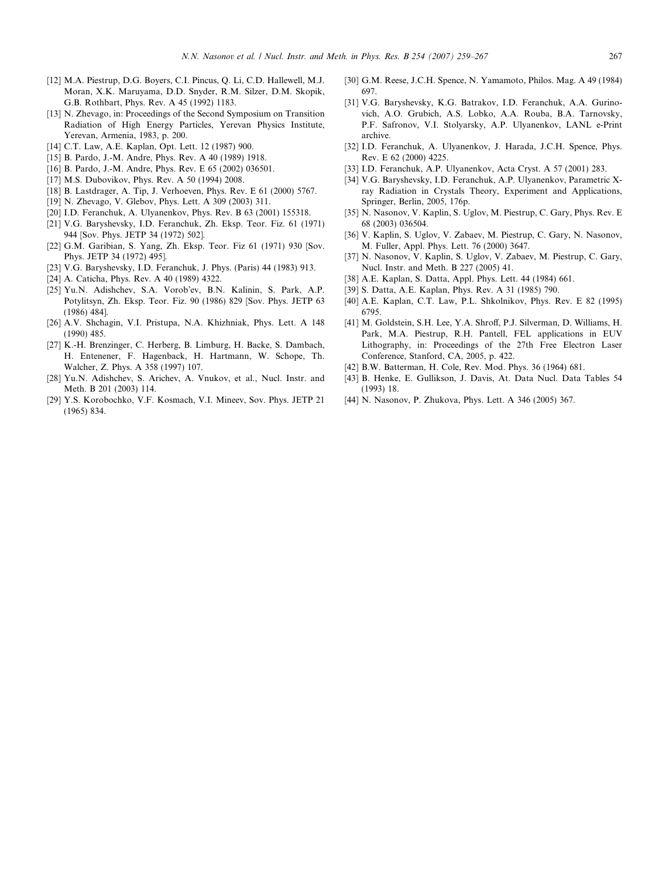[12] M.A. Piestrup, D.G. Boyers, C.I. Pincus, Q. Li, C.D. Hallewell, M.J. Moran, X.K. Maruyama, D.D. Snyder, R.M. Silzer, D.M. Skopik, G.B. Rothbart, Phys. Rev. A 45 (1992) 1183.

[13] N. Zhevago, in: Proceedings of the Second Symposium on Transition Radiation of High Energy Particles, Yerevan Physics Institute, Yerevan, Armenia, 1983, p. 200.

[14] C.T. Law, A.E. Kaplan, Opt. Lett. 12 (1987) 900.

[15] B. Pardo, J.-M. Andre, Phys. Rev. A 40 (1989) 1918.

[16] B. Pardo, J.-M. Andre, Phys. Rev. E 65 (2002) 036501.

[17] M.S. Dubovikov, Phys. Rev. A 50 (1994) 2008.

[18] B. Lastdrager, A. Tip, J. Verhoeven, Phys. Rev. E 61 (2000) 5767.

[19] N. Zhevago, V. Glebov, Phys. Lett. A 309 (2003) 311.

[20] I.D. Feranchuk, A. Ulyanenkov, Phys. Rev. B 63 (2001) 155318.

[21] V.G. Baryshevsky, I.D. Feranchuk, Zh. Eksp. Teor. Fiz. 61 (1971) 944 [Sov. Phys. JETP 34 (1972) 502].

[22] G.M. Garibian, S. Yang, Zh. Eksp. Teor. Fiz 61 (1971) 930 [Sov. Phys. JETP 34 (1972) 495].

[23] V.G. Baryshevsky, I.D. Feranchuk, J. Phys. (Paris) 44 (1983) 913.

[24] A. Caticha, Phys. Rev. A 40 (1989) 4322.

[25] Yu.N. Adishchev, S.A. Vorob'ev, B.N. Kalinin, S. Park, A.P. Potylitsyn, Zh. Eksp. Teor. Fiz. 90 (1986) 829 [Sov. Phys. JETP 63 (1986) 484].

[26] A.V. Shchagin, V.I. Pristupa, N.A. Khizhniak, Phys. Lett. A 148 (1990) 485.

[27] K.-H. Brenzinger, C. Herberg, B. Limburg, H. Backe, S. Dambach, H. Entenener, F. Hagenback, H. Hartmann, W. Schope, Th. Walcher, Z. Phys. A 358 (1997) 107.

[28] Yu.N. Adishchev, S. Arichev, A. Vnukov, et al., Nucl. Instr. and Meth. B 201 (2003) 114.

[29] Y.S. Korobochko, V.F. Kosmach, V.I. Mineev, Sov. Phys. JETP 21 (1965) 834.

[30] G.M. Reese, J.C.H. Spence, N. Yamamoto, Philos. Mag. A 49 (1984) 697.

[31] V.G. Baryshevsky, K.G. Batrakov, I.D. Feranchuk, A.A. Gurinovich, A.O. Grubich, A.S. Lobko, A.A. Rouba, B.A. Tarnovsky, P.F. Safronov, V.I. Stolyarsky, A.P. Ulyanenkov, LANL e-Print archive.

[32] I.D. Feranchuk, A. Ulyanenkov, J. Harada, J.C.H. Spence, Phys. Rev. E 62 (2000) 4225.

[33] I.D. Feranchuk, A.P. Ulyanenkov, Acta Cryst. A 57 (2001) 283.

[34] V.G. Baryshevsky, I.D. Feranchuk, A.P. Ulyanenkov, Parametric X-ray Radiation in Crystals Theory, Experiment and Applications, Springer, Berlin, 2005, 176p.

[35] N. Nasonov, V. Kaplin, S. Uglov, M. Piestrup, C. Gary, Phys. Rev. E 68 (2003) 036504.

[36] V. Kaplin, S. Uglov, V. Zabaev, M. Piestrup, C. Gary, N. Nasonov, M. Fuller, Appl. Phys. Lett. 76 (2000) 3647.

[37] N. Nasonov, V. Kaplin, S. Uglov, V. Zabaev, M. Piestrup, C. Gary, Nucl. Instr. and Meth. B 227 (2005) 41.

[38] A.E. Kaplan, S. Datta, Appl. Phys. Lett. 44 (1984) 661.

[39] S. Datta, A.E. Kaplan, Phys. Rev. A 31 (1985) 790.

[40] A.E. Kaplan, C.T. Law, P.L. Shkolnikov, Phys. Rev. E 82 (1995) 6795.

[41] M. Goldstein, S.H. Lee, Y.A. Shroff, P.J. Silverman, D. Williams, H. Park, M.A. Piestrup, R.H. Pantell, FEL applications in EUV Lithography, in: Proceedings of the 27th Free Electron Laser Conference, Stanford, CA, 2005, p. 422.

[42] B.W. Batterman, H. Cole, Rev. Mod. Phys. 36 (1964) 681.

[43] B. Henke, E. Gullikson, J. Davis, At. Data Nucl. Data Tables 54 (1993) 18.

[44] N. Nasonov, P. Zhukova, Phys. Lett. A 346 (2005) 367.